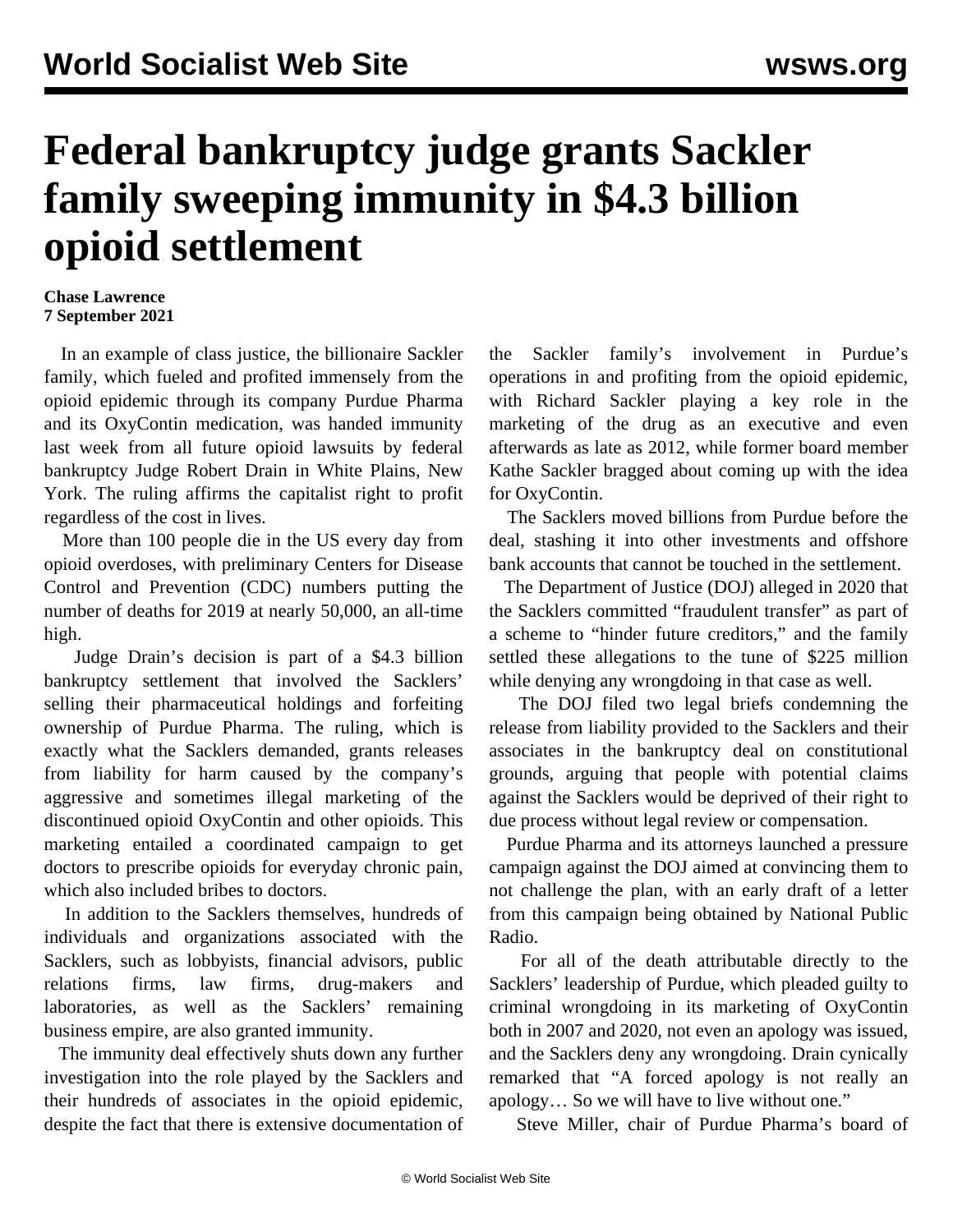# Federal bankruptcy judge grants Sackler family sweeping immunity in $4.3 billion opioid settlement

**Chase Lawrence**
**7 September 2021**

In an example of class justice, the billionaire Sackler family, which fueled and profited immensely from the opioid epidemic through its company Purdue Pharma and its OxyContin medication, was handed immunity last week from all future opioid lawsuits by federal bankruptcy Judge Robert Drain in White Plains, New York. The ruling affirms the capitalist right to profit regardless of the cost in lives.

More than 100 people die in the US every day from opioid overdoses, with preliminary Centers for Disease Control and Prevention (CDC) numbers putting the number of deaths for 2019 at nearly 50,000, an all-time high.

Judge Drain's decision is part of a $4.3 billion bankruptcy settlement that involved the Sacklers' selling their pharmaceutical holdings and forfeiting ownership of Purdue Pharma. The ruling, which is exactly what the Sacklers demanded, grants releases from liability for harm caused by the company's aggressive and sometimes illegal marketing of the discontinued opioid OxyContin and other opioids. This marketing entailed a coordinated campaign to get doctors to prescribe opioids for everyday chronic pain, which also included bribes to doctors.

In addition to the Sacklers themselves, hundreds of individuals and organizations associated with the Sacklers, such as lobbyists, financial advisors, public relations firms, law firms, drug-makers and laboratories, as well as the Sacklers' remaining business empire, are also granted immunity.

The immunity deal effectively shuts down any further investigation into the role played by the Sacklers and their hundreds of associates in the opioid epidemic, despite the fact that there is extensive documentation of the Sackler family's involvement in Purdue's operations in and profiting from the opioid epidemic, with Richard Sackler playing a key role in the marketing of the drug as an executive and even afterwards as late as 2012, while former board member Kathe Sackler bragged about coming up with the idea for OxyContin.

The Sacklers moved billions from Purdue before the deal, stashing it into other investments and offshore bank accounts that cannot be touched in the settlement.

The Department of Justice (DOJ) alleged in 2020 that the Sacklers committed "fraudulent transfer" as part of a scheme to "hinder future creditors," and the family settled these allegations to the tune of $225 million while denying any wrongdoing in that case as well.

The DOJ filed two legal briefs condemning the release from liability provided to the Sacklers and their associates in the bankruptcy deal on constitutional grounds, arguing that people with potential claims against the Sacklers would be deprived of their right to due process without legal review or compensation.

Purdue Pharma and its attorneys launched a pressure campaign against the DOJ aimed at convincing them to not challenge the plan, with an early draft of a letter from this campaign being obtained by National Public Radio.

For all of the death attributable directly to the Sacklers' leadership of Purdue, which pleaded guilty to criminal wrongdoing in its marketing of OxyContin both in 2007 and 2020, not even an apology was issued, and the Sacklers deny any wrongdoing. Drain cynically remarked that "A forced apology is not really an apology… So we will have to live without one."

Steve Miller, chair of Purdue Pharma's board of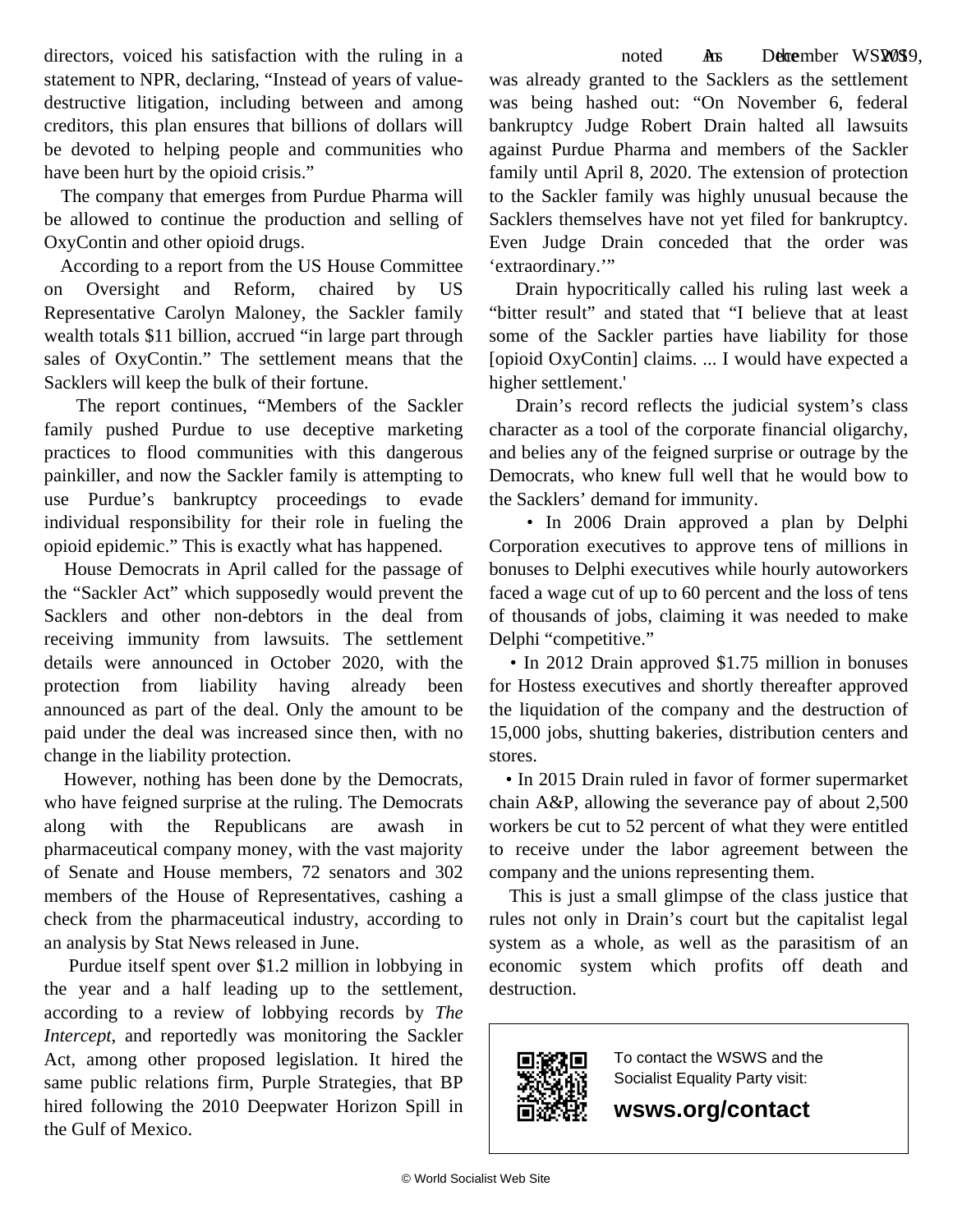directors, voiced his satisfaction with the ruling in a statement to NPR, declaring, “Instead of years of value-destructive litigation, including between and among creditors, this plan ensures that billions of dollars will be devoted to helping people and communities who have been hurt by the opioid crisis.”

The company that emerges from Purdue Pharma will be allowed to continue the production and selling of OxyContin and other opioid drugs.

According to a report from the US House Committee on Oversight and Reform, chaired by US Representative Carolyn Maloney, the Sackler family wealth totals $11 billion, accrued “in large part through sales of OxyContin.” The settlement means that the Sacklers will keep the bulk of their fortune.

The report continues, “Members of the Sackler family pushed Purdue to use deceptive marketing practices to flood communities with this dangerous painkiller, and now the Sackler family is attempting to use Purdue’s bankruptcy proceedings to evade individual responsibility for their role in fueling the opioid epidemic.” This is exactly what has happened.

House Democrats in April called for the passage of the “Sackler Act” which supposedly would prevent the Sacklers and other non-debtors in the deal from receiving immunity from lawsuits. The settlement details were announced in October 2020, with the protection from liability having already been announced as part of the deal. Only the amount to be paid under the deal was increased since then, with no change in the liability protection.

However, nothing has been done by the Democrats, who have feigned surprise at the ruling. The Democrats along with the Republicans are awash in pharmaceutical company money, with the vast majority of Senate and House members, 72 senators and 302 members of the House of Representatives, cashing a check from the pharmaceutical industry, according to an analysis by Stat News released in June.

Purdue itself spent over $1.2 million in lobbying in the year and a half leading up to the settlement, according to a review of lobbying records by *The Intercept*, and reportedly was monitoring the Sackler Act, among other proposed legislation. It hired the same public relations firm, Purple Strategies, that BP hired following the 2010 Deepwater Horizon Spill in the Gulf of Mexico.

As the WSWS noted in December 2019, protection was already granted to the Sacklers as the settlement was being hashed out: “On November 6, federal bankruptcy Judge Robert Drain halted all lawsuits against Purdue Pharma and members of the Sackler family until April 8, 2020. The extension of protection to the Sackler family was highly unusual because the Sacklers themselves have not yet filed for bankruptcy. Even Judge Drain conceded that the order was ‘extraordinary.’”

Drain hypocritically called his ruling last week a “bitter result” and stated that “I believe that at least some of the Sackler parties have liability for those [opioid OxyContin] claims. ... I would have expected a higher settlement.'

Drain’s record reflects the judicial system’s class character as a tool of the corporate financial oligarchy, and belies any of the feigned surprise or outrage by the Democrats, who knew full well that he would bow to the Sacklers’ demand for immunity.

- In 2006 Drain approved a plan by Delphi Corporation executives to approve tens of millions in bonuses to Delphi executives while hourly autoworkers faced a wage cut of up to 60 percent and the loss of tens of thousands of jobs, claiming it was needed to make Delphi “competitive.”
- In 2012 Drain approved $1.75 million in bonuses for Hostess executives and shortly thereafter approved the liquidation of the company and the destruction of 15,000 jobs, shutting bakeries, distribution centers and stores.
- In 2015 Drain ruled in favor of former supermarket chain A&P, allowing the severance pay of about 2,500 workers be cut to 52 percent of what they were entitled to receive under the labor agreement between the company and the unions representing them.

This is just a small glimpse of the class justice that rules not only in Drain’s court but the capitalist legal system as a whole, as well as the parasitism of an economic system which profits off death and destruction.

To contact the WSWS and the Socialist Equality Party visit:

**wsws.org/contact**